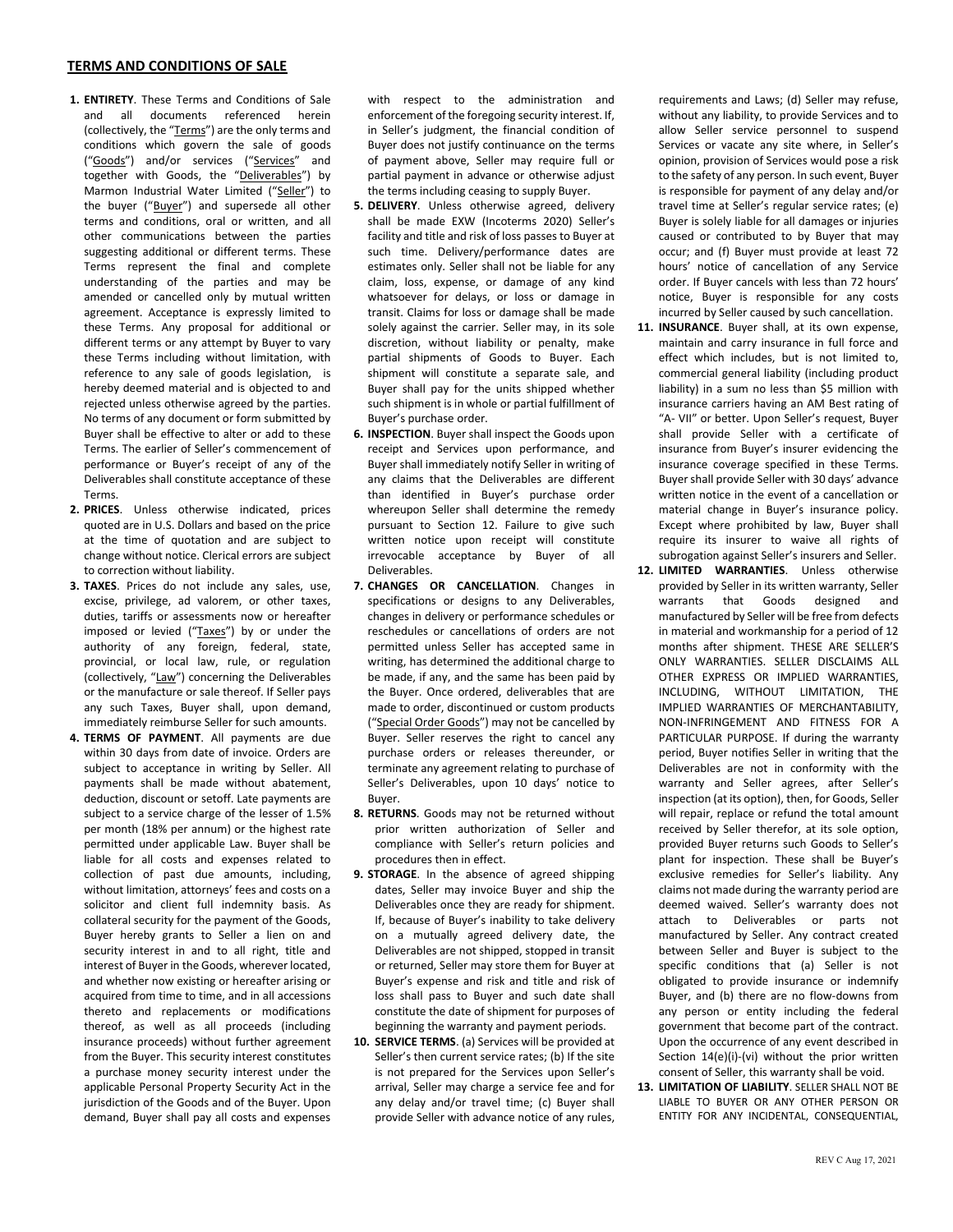## TERMS AND CONDITIONS OF SALE

1. **ENTIRETY**. These Terms and Conditions of Sale and all documents referenced herein (collectively, the "Terms") are the only terms and conditions which govern the sale of goods ("Goods") and/or services ("Services" and together with Goods, the "Deliverables") by Marmon Industrial Water Limited ("Seller") to the buyer ("Buyer") and supersede all other terms and conditions, oral or written, and all other communications between the parties suggesting additional or different terms. These Terms represent the final and complete understanding of the parties and may be amended or cancelled only by mutual written agreement. Acceptance is expressly limited to these Terms. Any proposal for additional or different terms or any attempt by Buyer to vary these Terms including without limitation, with reference to any sale of goods legislation, is hereby deemed material and is objected to and rejected unless otherwise agreed by the parties. No terms of any document or form submitted by Buyer shall be effective to alter or add to these Terms. The earlier of Seller's commencement of performance or Buyer's receipt of any of the Deliverables shall constitute acceptance of these Terms.
2. **PRICES**. Unless otherwise indicated, prices quoted are in U.S. Dollars and based on the price at the time of quotation and are subject to change without notice. Clerical errors are subject to correction without liability.
3. **TAXES**. Prices do not include any sales, use, excise, privilege, ad valorem, or other taxes, duties, tariffs or assessments now or hereafter imposed or levied ("Taxes") by or under the authority of any foreign, federal, state, provincial, or local law, rule, or regulation (collectively, "Law") concerning the Deliverables or the manufacture or sale thereof. If Seller pays any such Taxes, Buyer shall, upon demand, immediately reimburse Seller for such amounts.
4. **TERMS OF PAYMENT**. All payments are due within 30 days from date of invoice. Orders are subject to acceptance in writing by Seller. All payments shall be made without abatement, deduction, discount or setoff. Late payments are subject to a service charge of the lesser of 1.5% per month (18% per annum) or the highest rate permitted under applicable Law. Buyer shall be liable for all costs and expenses related to collection of past due amounts, including, without limitation, attorneys' fees and costs on a solicitor and client full indemnity basis. As collateral security for the payment of the Goods, Buyer hereby grants to Seller a lien on and security interest in and to all right, title and interest of Buyer in the Goods, wherever located, and whether now existing or hereafter arising or acquired from time to time, and in all accessions thereto and replacements or modifications thereof, as well as all proceeds (including insurance proceeds) without further agreement from the Buyer. This security interest constitutes a purchase money security interest under the applicable Personal Property Security Act in the jurisdiction of the Goods and of the Buyer. Upon demand, Buyer shall pay all costs and expenses with respect to the administration and enforcement of the foregoing security interest. If, in Seller's judgment, the financial condition of Buyer does not justify continuance on the terms of payment above, Seller may require full or partial payment in advance or otherwise adjust the terms including ceasing to supply Buyer.
5. **DELIVERY**. Unless otherwise agreed, delivery shall be made EXW (Incoterms 2020) Seller's facility and title and risk of loss passes to Buyer at such time. Delivery/performance dates are estimates only. Seller shall not be liable for any claim, loss, expense, or damage of any kind whatsoever for delays, or loss or damage in transit. Claims for loss or damage shall be made solely against the carrier. Seller may, in its sole discretion, without liability or penalty, make partial shipments of Goods to Buyer. Each shipment will constitute a separate sale, and Buyer shall pay for the units shipped whether such shipment is in whole or partial fulfillment of Buyer's purchase order.
6. **INSPECTION**. Buyer shall inspect the Goods upon receipt and Services upon performance, and Buyer shall immediately notify Seller in writing of any claims that the Deliverables are different than identified in Buyer's purchase order whereupon Seller shall determine the remedy pursuant to Section 12. Failure to give such written notice upon receipt will constitute irrevocable acceptance by Buyer of all Deliverables.
7. **CHANGES OR CANCELLATION**. Changes in specifications or designs to any Deliverables, changes in delivery or performance schedules or reschedules or cancellations of orders are not permitted unless Seller has accepted same in writing, has determined the additional charge to be made, if any, and the same has been paid by the Buyer. Once ordered, deliverables that are made to order, discontinued or custom products ("Special Order Goods") may not be cancelled by Buyer. Seller reserves the right to cancel any purchase orders or releases thereunder, or terminate any agreement relating to purchase of Seller's Deliverables, upon 10 days' notice to Buyer.
8. **RETURNS**. Goods may not be returned without prior written authorization of Seller and compliance with Seller's return policies and procedures then in effect.
9. **STORAGE**. In the absence of agreed shipping dates, Seller may invoice Buyer and ship the Deliverables once they are ready for shipment. If, because of Buyer's inability to take delivery on a mutually agreed delivery date, the Deliverables are not shipped, stopped in transit or returned, Seller may store them for Buyer at Buyer's expense and risk and title and risk of loss shall pass to Buyer and such date shall constitute the date of shipment for purposes of beginning the warranty and payment periods.
10. **SERVICE TERMS**. (a) Services will be provided at Seller's then current service rates; (b) If the site is not prepared for the Services upon Seller's arrival, Seller may charge a service fee and for any delay and/or travel time; (c) Buyer shall provide Seller with advance notice of any rules, requirements and Laws; (d) Seller may refuse, without any liability, to provide Services and to allow Seller service personnel to suspend Services or vacate any site where, in Seller's opinion, provision of Services would pose a risk to the safety of any person. In such event, Buyer is responsible for payment of any delay and/or travel time at Seller's regular service rates; (e) Buyer is solely liable for all damages or injuries caused or contributed to by Buyer that may occur; and (f) Buyer must provide at least 72 hours' notice of cancellation of any Service order. If Buyer cancels with less than 72 hours' notice, Buyer is responsible for any costs incurred by Seller caused by such cancellation.
11. **INSURANCE**. Buyer shall, at its own expense, maintain and carry insurance in full force and effect which includes, but is not limited to, commercial general liability (including product liability) in a sum no less than $5 million with insurance carriers having an AM Best rating of "A- VII" or better. Upon Seller's request, Buyer shall provide Seller with a certificate of insurance from Buyer's insurer evidencing the insurance coverage specified in these Terms. Buyer shall provide Seller with 30 days' advance written notice in the event of a cancellation or material change in Buyer's insurance policy. Except where prohibited by law, Buyer shall require its insurer to waive all rights of subrogation against Seller's insurers and Seller.
12. **LIMITED WARRANTIES**. Unless otherwise provided by Seller in its written warranty, Seller warrants that Goods designed and manufactured by Seller will be free from defects in material and workmanship for a period of 12 months after shipment. THESE ARE SELLER'S ONLY WARRANTIES. SELLER DISCLAIMS ALL OTHER EXPRESS OR IMPLIED WARRANTIES, INCLUDING, WITHOUT LIMITATION, THE IMPLIED WARRANTIES OF MERCHANTABILITY, NON-INFRINGEMENT AND FITNESS FOR A PARTICULAR PURPOSE. If during the warranty period, Buyer notifies Seller in writing that the Deliverables are not in conformity with the warranty and Seller agrees, after Seller's inspection (at its option), then, for Goods, Seller will repair, replace or refund the total amount received by Seller therefor, at its sole option, provided Buyer returns such Goods to Seller's plant for inspection. These shall be Buyer's exclusive remedies for Seller's liability. Any claims not made during the warranty period are deemed waived. Seller's warranty does not attach to Deliverables or parts not manufactured by Seller. Any contract created between Seller and Buyer is subject to the specific conditions that (a) Seller is not obligated to provide insurance or indemnify Buyer, and (b) there are no flow-downs from any person or entity including the federal government that become part of the contract. Upon the occurrence of any event described in Section 14(e)(i)-(vi) without the prior written consent of Seller, this warranty shall be void.
13. **LIMITATION OF LIABILITY**. SELLER SHALL NOT BE LIABLE TO BUYER OR ANY OTHER PERSON OR ENTITY FOR ANY INCIDENTAL, CONSEQUENTIAL,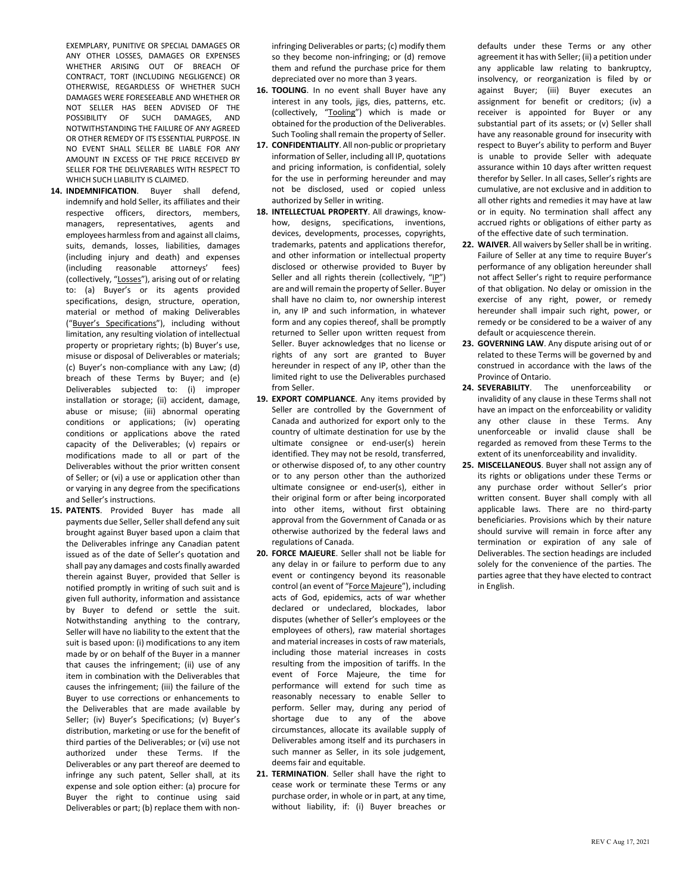EXEMPLARY, PUNITIVE OR SPECIAL DAMAGES OR ANY OTHER LOSSES, DAMAGES OR EXPENSES WHETHER ARISING OUT OF BREACH OF CONTRACT, TORT (INCLUDING NEGLIGENCE) OR OTHERWISE, REGARDLESS OF WHETHER SUCH DAMAGES WERE FORESEEABLE AND WHETHER OR NOT SELLER HAS BEEN ADVISED OF THE POSSIBILITY OF SUCH DAMAGES, AND NOTWITHSTANDING THE FAILURE OF ANY AGREED OR OTHER REMEDY OF ITS ESSENTIAL PURPOSE. IN NO EVENT SHALL SELLER BE LIABLE FOR ANY AMOUNT IN EXCESS OF THE PRICE RECEIVED BY SELLER FOR THE DELIVERABLES WITH RESPECT TO WHICH SUCH LIABILITY IS CLAIMED.

14. **INDEMNIFICATION**. Buyer shall defend, indemnify and hold Seller, its affiliates and their respective officers, directors, members, managers, representatives, agents and employees harmless from and against all claims, suits, demands, losses, liabilities, damages (including injury and death) and expenses (including reasonable attorneys' fees) (collectively, "Losses"), arising out of or relating to: (a) Buyer's or its agents provided specifications, design, structure, operation, material or method of making Deliverables ("Buyer's Specifications"), including without limitation, any resulting violation of intellectual property or proprietary rights; (b) Buyer's use, misuse or disposal of Deliverables or materials; (c) Buyer's non-compliance with any Law; (d) breach of these Terms by Buyer; and (e) Deliverables subjected to: (i) improper installation or storage; (ii) accident, damage, abuse or misuse; (iii) abnormal operating conditions or applications; (iv) operating conditions or applications above the rated capacity of the Deliverables; (v) repairs or modifications made to all or part of the Deliverables without the prior written consent of Seller; or (vi) a use or application other than or varying in any degree from the specifications and Seller's instructions.
15. **PATENTS**. Provided Buyer has made all payments due Seller, Seller shall defend any suit brought against Buyer based upon a claim that the Deliverables infringe any Canadian patent issued as of the date of Seller's quotation and shall pay any damages and costs finally awarded therein against Buyer, provided that Seller is notified promptly in writing of such suit and is given full authority, information and assistance by Buyer to defend or settle the suit. Notwithstanding anything to the contrary, Seller will have no liability to the extent that the suit is based upon: (i) modifications to any item made by or on behalf of the Buyer in a manner that causes the infringement; (ii) use of any item in combination with the Deliverables that causes the infringement; (iii) the failure of the Buyer to use corrections or enhancements to the Deliverables that are made available by Seller; (iv) Buyer's Specifications; (v) Buyer's distribution, marketing or use for the benefit of third parties of the Deliverables; or (vi) use not authorized under these Terms. If the Deliverables or any part thereof are deemed to infringe any such patent, Seller shall, at its expense and sole option either: (a) procure for Buyer the right to continue using said Deliverables or part; (b) replace them with non-infringing Deliverables or parts; (c) modify them so they become non-infringing; or (d) remove them and refund the purchase price for them depreciated over no more than 3 years.
16. **TOOLING**. In no event shall Buyer have any interest in any tools, jigs, dies, patterns, etc. (collectively, "Tooling") which is made or obtained for the production of the Deliverables. Such Tooling shall remain the property of Seller.
17. **CONFIDENTIALITY**. All non-public or proprietary information of Seller, including all IP, quotations and pricing information, is confidential, solely for the use in performing hereunder and may not be disclosed, used or copied unless authorized by Seller in writing.
18. **INTELLECTUAL PROPERTY**. All drawings, know-how, designs, specifications, inventions, devices, developments, processes, copyrights, trademarks, patents and applications therefor, and other information or intellectual property disclosed or otherwise provided to Buyer by Seller and all rights therein (collectively, "IP") are and will remain the property of Seller. Buyer shall have no claim to, nor ownership interest in, any IP and such information, in whatever form and any copies thereof, shall be promptly returned to Seller upon written request from Seller. Buyer acknowledges that no license or rights of any sort are granted to Buyer hereunder in respect of any IP, other than the limited right to use the Deliverables purchased from Seller.
19. **EXPORT COMPLIANCE**. Any items provided by Seller are controlled by the Government of Canada and authorized for export only to the country of ultimate destination for use by the ultimate consignee or end-user(s) herein identified. They may not be resold, transferred, or otherwise disposed of, to any other country or to any person other than the authorized ultimate consignee or end-user(s), either in their original form or after being incorporated into other items, without first obtaining approval from the Government of Canada or as otherwise authorized by the federal laws and regulations of Canada.
20. **FORCE MAJEURE**. Seller shall not be liable for any delay in or failure to perform due to any event or contingency beyond its reasonable control (an event of "Force Majeure"), including acts of God, epidemics, acts of war whether declared or undeclared, blockades, labor disputes (whether of Seller's employees or the employees of others), raw material shortages and material increases in costs of raw materials, including those material increases in costs resulting from the imposition of tariffs. In the event of Force Majeure, the time for performance will extend for such time as reasonably necessary to enable Seller to perform. Seller may, during any period of shortage due to any of the above circumstances, allocate its available supply of Deliverables among itself and its purchasers in such manner as Seller, in its sole judgement, deems fair and equitable.
21. **TERMINATION**. Seller shall have the right to cease work or terminate these Terms or any purchase order, in whole or in part, at any time, without liability, if: (i) Buyer breaches or defaults under these Terms or any other agreement it has with Seller; (ii) a petition under any applicable law relating to bankruptcy, insolvency, or reorganization is filed by or against Buyer; (iii) Buyer executes an assignment for benefit or creditors; (iv) a receiver is appointed for Buyer or any substantial part of its assets; or (v) Seller shall have any reasonable ground for insecurity with respect to Buyer's ability to perform and Buyer is unable to provide Seller with adequate assurance within 10 days after written request therefor by Seller. In all cases, Seller's rights are cumulative, are not exclusive and in addition to all other rights and remedies it may have at law or in equity. No termination shall affect any accrued rights or obligations of either party as of the effective date of such termination.
22. **WAIVER**. All waivers by Seller shall be in writing. Failure of Seller at any time to require Buyer's performance of any obligation hereunder shall not affect Seller's right to require performance of that obligation. No delay or omission in the exercise of any right, power, or remedy hereunder shall impair such right, power, or remedy or be considered to be a waiver of any default or acquiescence therein.
23. **GOVERNING LAW**. Any dispute arising out of or related to these Terms will be governed by and construed in accordance with the laws of the Province of Ontario.
24. **SEVERABILITY**. The unenforceability or invalidity of any clause in these Terms shall not have an impact on the enforceability or validity any other clause in these Terms. Any unenforceable or invalid clause shall be regarded as removed from these Terms to the extent of its unenforceability and invalidity.
25. **MISCELLANEOUS**. Buyer shall not assign any of its rights or obligations under these Terms or any purchase order without Seller's prior written consent. Buyer shall comply with all applicable laws. There are no third-party beneficiaries. Provisions which by their nature should survive will remain in force after any termination or expiration of any sale of Deliverables. The section headings are included solely for the convenience of the parties. The parties agree that they have elected to contract in English.

REV C Aug 17, 2021